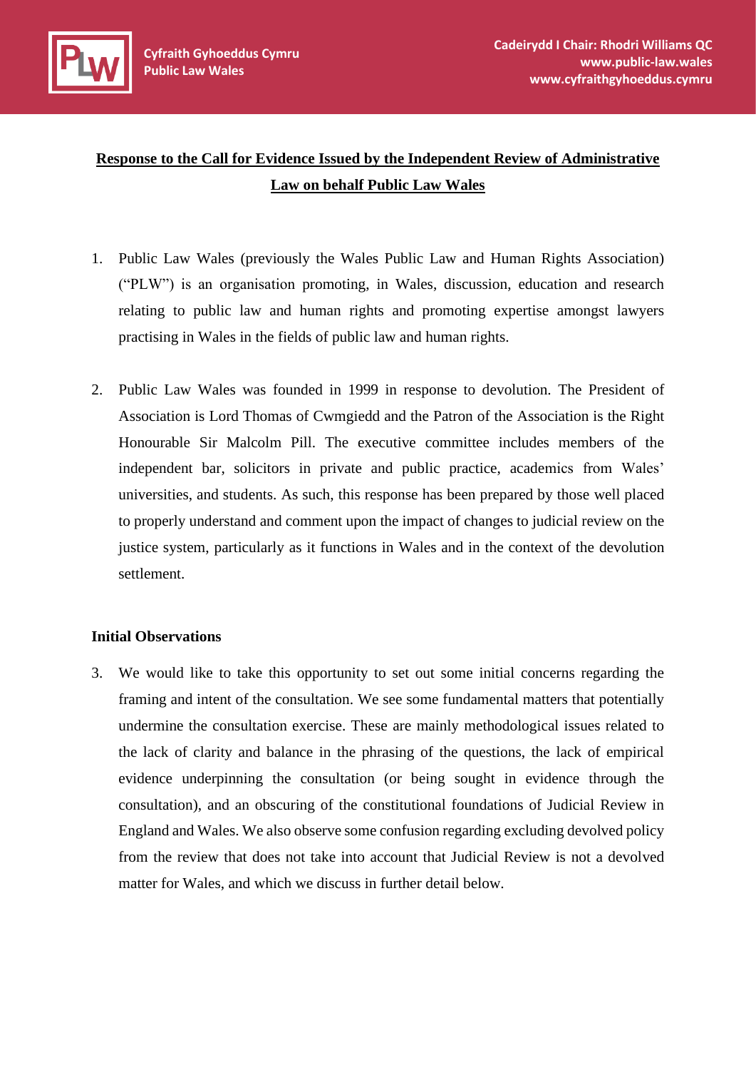Cyfraith Gyhoeddus Cymru
Public Law Wales

Cadeirydd I Chair: Rhodri Williams QC
www.public-law.wales
www.cyfraithgyhoeddus.cymru

# Response to the Call for Evidence Issued by the Independent Review of Administrative Law on behalf Public Law Wales

1. Public Law Wales (previously the Wales Public Law and Human Rights Association) ("PLW") is an organisation promoting, in Wales, discussion, education and research relating to public law and human rights and promoting expertise amongst lawyers practising in Wales in the fields of public law and human rights.

2. Public Law Wales was founded in 1999 in response to devolution. The President of Association is Lord Thomas of Cwmgiedd and the Patron of the Association is the Right Honourable Sir Malcolm Pill. The executive committee includes members of the independent bar, solicitors in private and public practice, academics from Wales' universities, and students. As such, this response has been prepared by those well placed to properly understand and comment upon the impact of changes to judicial review on the justice system, particularly as it functions in Wales and in the context of the devolution settlement.

## Initial Observations

3. We would like to take this opportunity to set out some initial concerns regarding the framing and intent of the consultation. We see some fundamental matters that potentially undermine the consultation exercise. These are mainly methodological issues related to the lack of clarity and balance in the phrasing of the questions, the lack of empirical evidence underpinning the consultation (or being sought in evidence through the consultation), and an obscuring of the constitutional foundations of Judicial Review in England and Wales. We also observe some confusion regarding excluding devolved policy from the review that does not take into account that Judicial Review is not a devolved matter for Wales, and which we discuss in further detail below.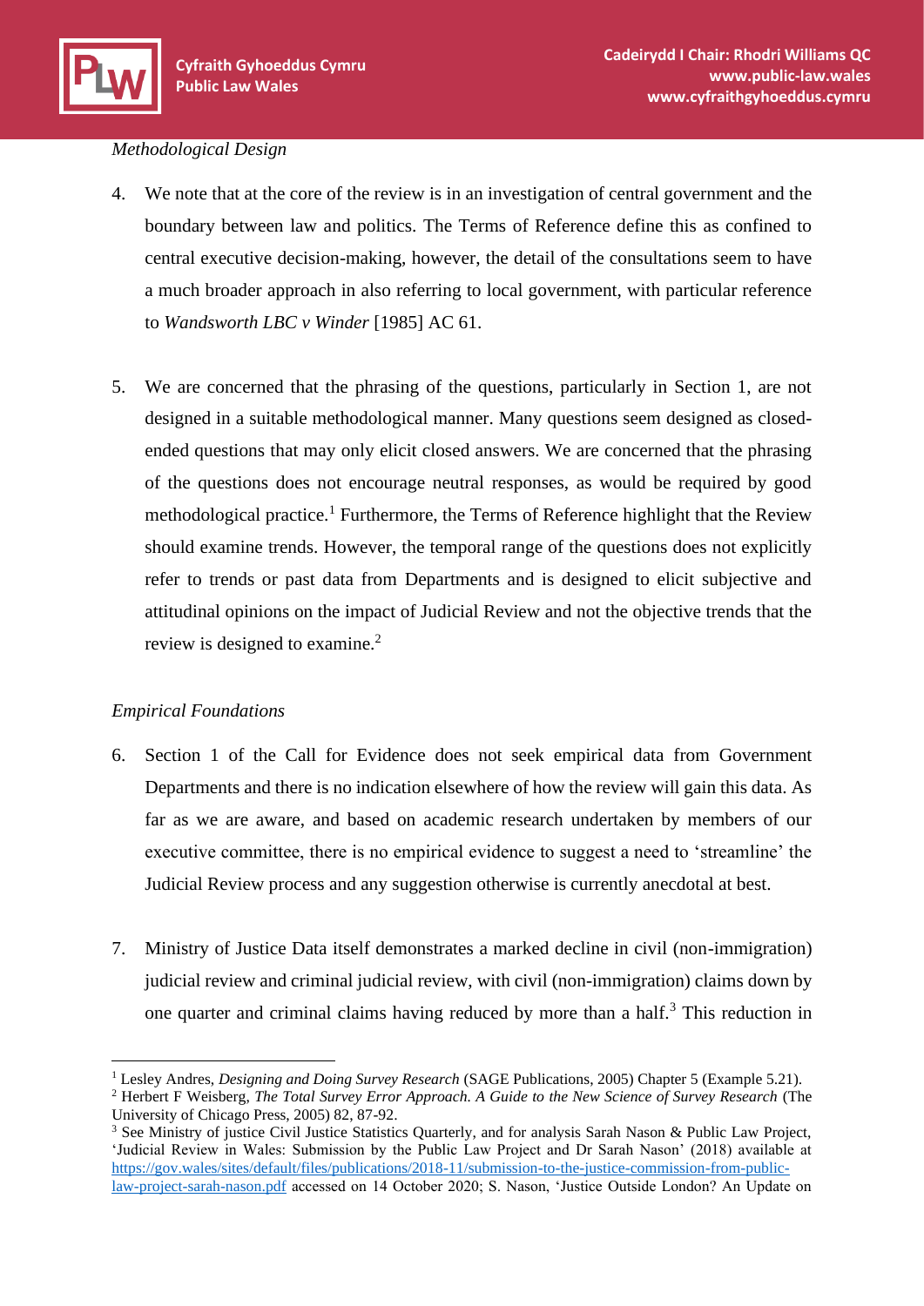*Methodological Design*

4. We note that at the core of the review is in an investigation of central government and the boundary between law and politics. The Terms of Reference define this as confined to central executive decision-making, however, the detail of the consultations seem to have a much broader approach in also referring to local government, with particular reference to *Wandsworth LBC v Winder* [1985] AC 61.

5. We are concerned that the phrasing of the questions, particularly in Section 1, are not designed in a suitable methodological manner. Many questions seem designed as closed-ended questions that may only elicit closed answers. We are concerned that the phrasing of the questions does not encourage neutral responses, as would be required by good methodological practice.[1] Furthermore, the Terms of Reference highlight that the Review should examine trends. However, the temporal range of the questions does not explicitly refer to trends or past data from Departments and is designed to elicit subjective and attitudinal opinions on the impact of Judicial Review and not the objective trends that the review is designed to examine.[2]

*Empirical Foundations*

6. Section 1 of the Call for Evidence does not seek empirical data from Government Departments and there is no indication elsewhere of how the review will gain this data. As far as we are aware, and based on academic research undertaken by members of our executive committee, there is no empirical evidence to suggest a need to 'streamline' the Judicial Review process and any suggestion otherwise is currently anecdotal at best.

7. Ministry of Justice Data itself demonstrates a marked decline in civil (non-immigration) judicial review and criminal judicial review, with civil (non-immigration) claims down by one quarter and criminal claims having reduced by more than a half.[3] This reduction in

---

[1] Lesley Andres, *Designing and Doing Survey Research* (SAGE Publications, 2005) Chapter 5 (Example 5.21).

[2] Herbert F Weisberg, *The Total Survey Error Approach. A Guide to the New Science of Survey Research* (The University of Chicago Press, 2005) 82, 87-92.

[3] See Ministry of justice Civil Justice Statistics Quarterly, and for analysis Sarah Nason & Public Law Project, 'Judicial Review in Wales: Submission by the Public Law Project and Dr Sarah Nason' (2018) available at https://gov.wales/sites/default/files/publications/2018-11/submission-to-the-justice-commission-from-public-law-project-sarah-nason.pdf accessed on 14 October 2020; S. Nason, 'Justice Outside London? An Update on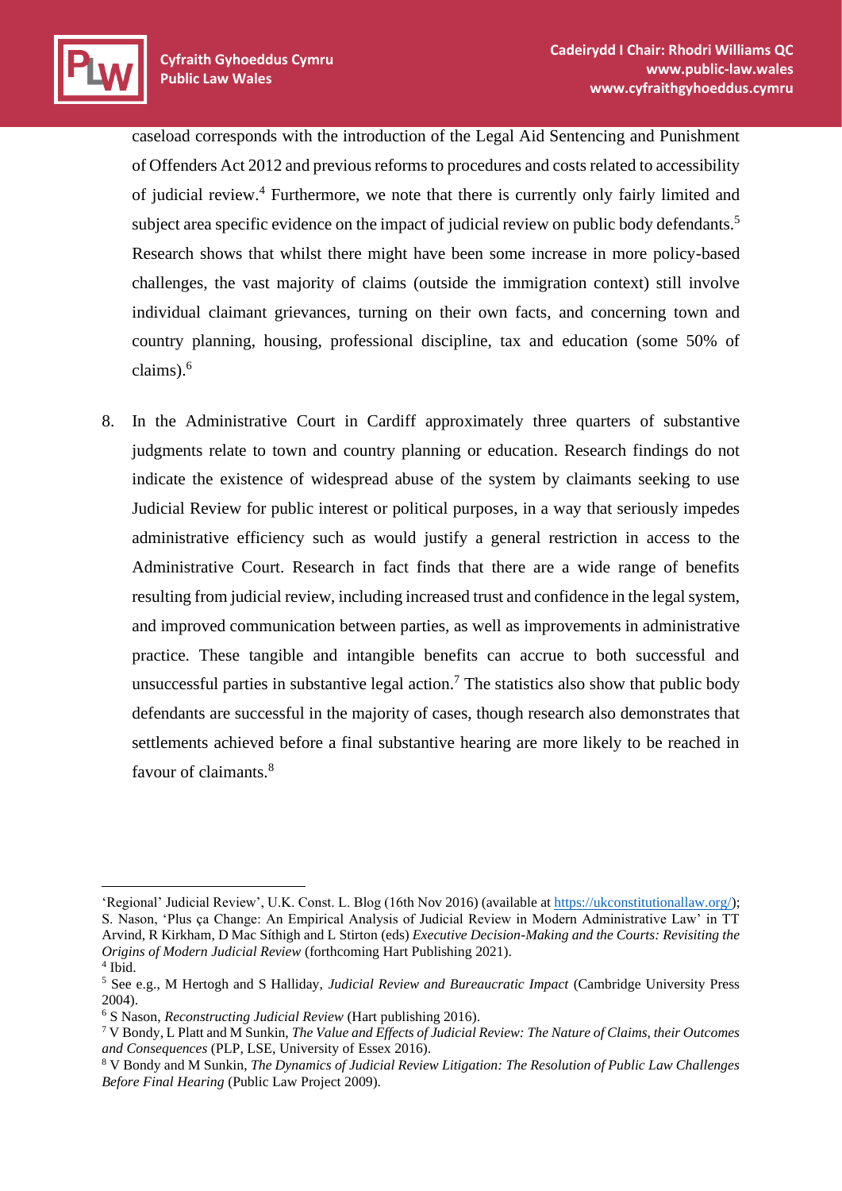caseload corresponds with the introduction of the Legal Aid Sentencing and Punishment of Offenders Act 2012 and previous reforms to procedures and costs related to accessibility of judicial review.[4] Furthermore, we note that there is currently only fairly limited and subject area specific evidence on the impact of judicial review on public body defendants.[5] Research shows that whilst there might have been some increase in more policy-based challenges, the vast majority of claims (outside the immigration context) still involve individual claimant grievances, turning on their own facts, and concerning town and country planning, housing, professional discipline, tax and education (some 50% of claims).[6]

8. In the Administrative Court in Cardiff approximately three quarters of substantive judgments relate to town and country planning or education. Research findings do not indicate the existence of widespread abuse of the system by claimants seeking to use Judicial Review for public interest or political purposes, in a way that seriously impedes administrative efficiency such as would justify a general restriction in access to the Administrative Court. Research in fact finds that there are a wide range of benefits resulting from judicial review, including increased trust and confidence in the legal system, and improved communication between parties, as well as improvements in administrative practice. These tangible and intangible benefits can accrue to both successful and unsuccessful parties in substantive legal action.[7] The statistics also show that public body defendants are successful in the majority of cases, though research also demonstrates that settlements achieved before a final substantive hearing are more likely to be reached in favour of claimants.[8]

---

'Regional' Judicial Review', U.K. Const. L. Blog (16th Nov 2016) (available at https://ukconstitutionallaw.org/); S. Nason, 'Plus ça Change: An Empirical Analysis of Judicial Review in Modern Administrative Law' in TT Arvind, R Kirkham, D Mac Síthigh and L Stirton (eds) *Executive Decision-Making and the Courts: Revisiting the Origins of Modern Judicial Review* (forthcoming Hart Publishing 2021).

[4] Ibid.

[5] See e.g., M Hertogh and S Halliday, *Judicial Review and Bureaucratic Impact* (Cambridge University Press 2004).

[6] S Nason, *Reconstructing Judicial Review* (Hart publishing 2016).

[7] V Bondy, L Platt and M Sunkin, *The Value and Effects of Judicial Review: The Nature of Claims, their Outcomes and Consequences* (PLP, LSE, University of Essex 2016).

[8] V Bondy and M Sunkin, *The Dynamics of Judicial Review Litigation: The Resolution of Public Law Challenges Before Final Hearing* (Public Law Project 2009).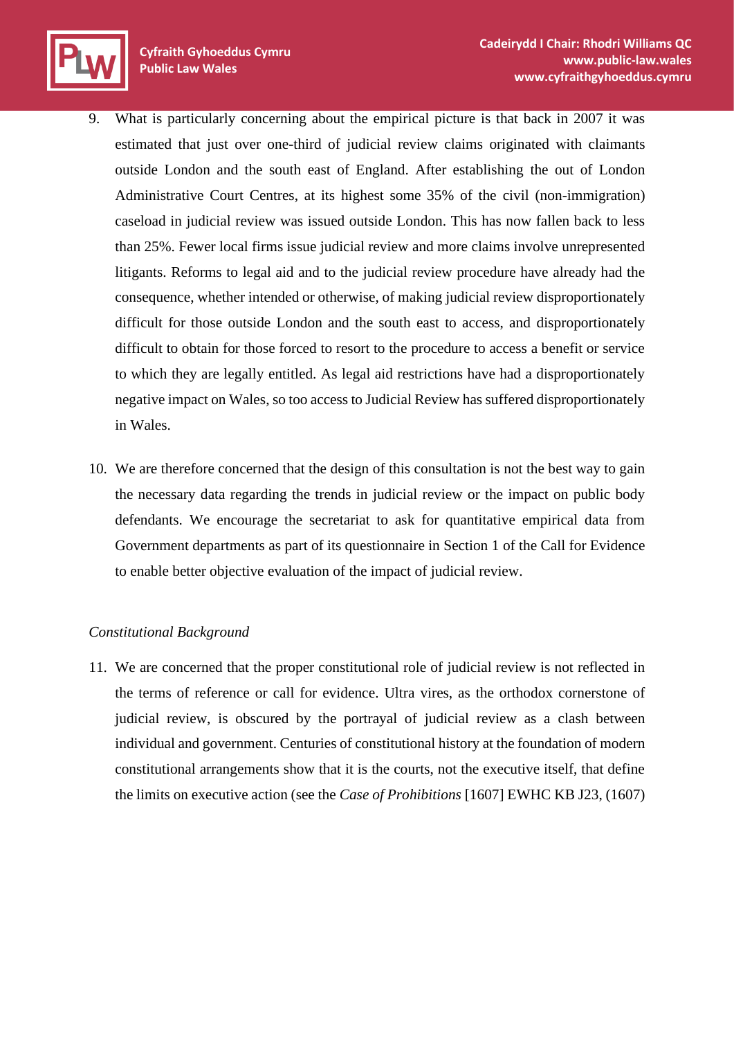9. What is particularly concerning about the empirical picture is that back in 2007 it was estimated that just over one-third of judicial review claims originated with claimants outside London and the south east of England. After establishing the out of London Administrative Court Centres, at its highest some 35% of the civil (non-immigration) caseload in judicial review was issued outside London. This has now fallen back to less than 25%. Fewer local firms issue judicial review and more claims involve unrepresented litigants. Reforms to legal aid and to the judicial review procedure have already had the consequence, whether intended or otherwise, of making judicial review disproportionately difficult for those outside London and the south east to access, and disproportionately difficult to obtain for those forced to resort to the procedure to access a benefit or service to which they are legally entitled. As legal aid restrictions have had a disproportionately negative impact on Wales, so too access to Judicial Review has suffered disproportionately in Wales.

10. We are therefore concerned that the design of this consultation is not the best way to gain the necessary data regarding the trends in judicial review or the impact on public body defendants. We encourage the secretariat to ask for quantitative empirical data from Government departments as part of its questionnaire in Section 1 of the Call for Evidence to enable better objective evaluation of the impact of judicial review.

*Constitutional Background*

11. We are concerned that the proper constitutional role of judicial review is not reflected in the terms of reference or call for evidence. Ultra vires, as the orthodox cornerstone of judicial review, is obscured by the portrayal of judicial review as a clash between individual and government. Centuries of constitutional history at the foundation of modern constitutional arrangements show that it is the courts, not the executive itself, that define the limits on executive action (see the *Case of Prohibitions* [1607] EWHC KB J23, (1607)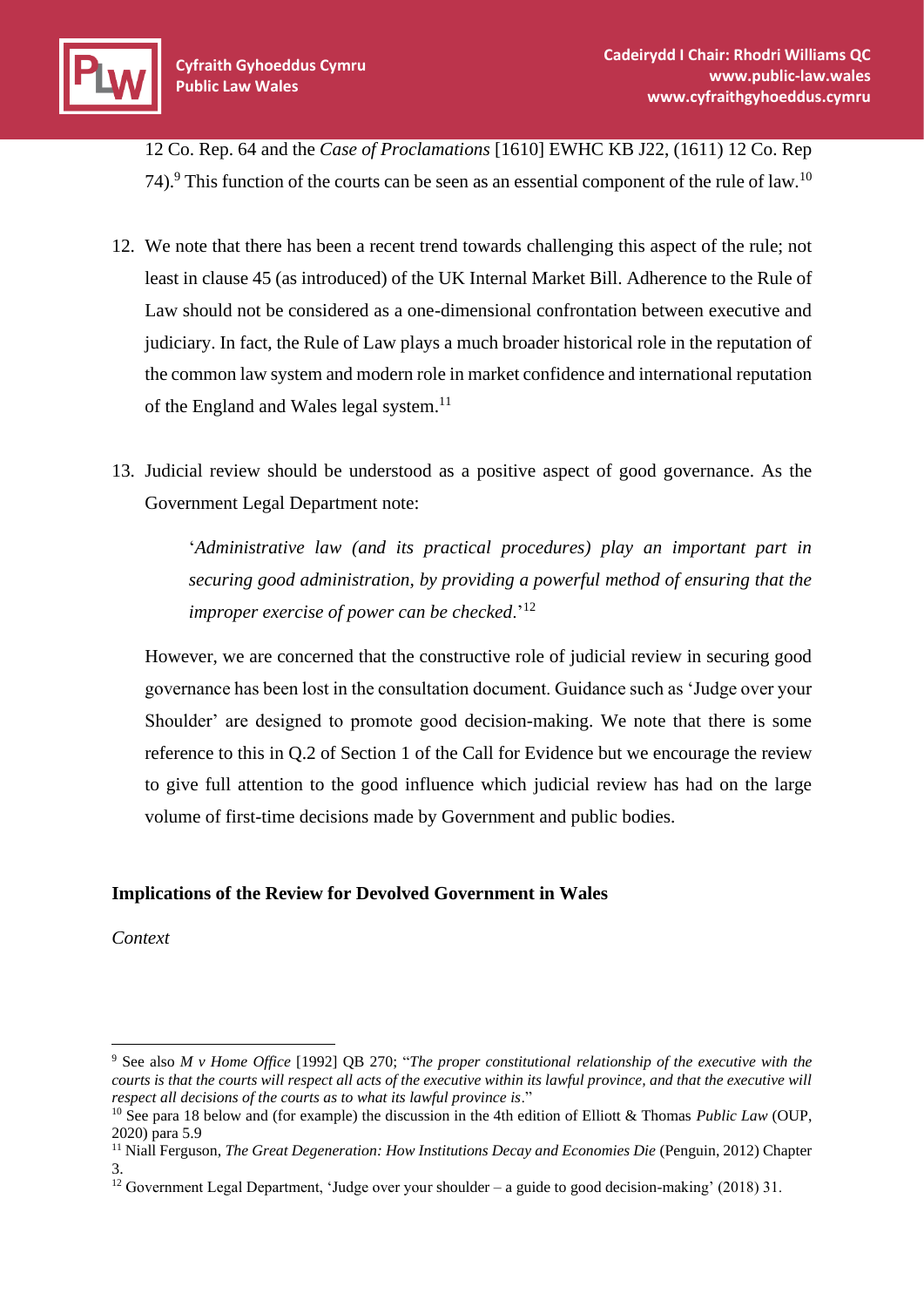12 Co. Rep. 64 and the *Case of Proclamations* [1610] EWHC KB J22, (1611) 12 Co. Rep 74).[9] This function of the courts can be seen as an essential component of the rule of law.[10]

12. We note that there has been a recent trend towards challenging this aspect of the rule; not least in clause 45 (as introduced) of the UK Internal Market Bill. Adherence to the Rule of Law should not be considered as a one-dimensional confrontation between executive and judiciary. In fact, the Rule of Law plays a much broader historical role in the reputation of the common law system and modern role in market confidence and international reputation of the England and Wales legal system.[11]

13. Judicial review should be understood as a positive aspect of good governance. As the Government Legal Department note:

    '*Administrative law (and its practical procedures) play an important part in securing good administration, by providing a powerful method of ensuring that the improper exercise of power can be checked*.'[12]

    However, we are concerned that the constructive role of judicial review in securing good governance has been lost in the consultation document. Guidance such as 'Judge over your Shoulder' are designed to promote good decision-making. We note that there is some reference to this in Q.2 of Section 1 of the Call for Evidence but we encourage the review to give full attention to the good influence which judicial review has had on the large volume of first-time decisions made by Government and public bodies.

**Implications of the Review for Devolved Government in Wales**

*Context*

---

[9] See also *M v Home Office* [1992] QB 270; "*The proper constitutional relationship of the executive with the courts is that the courts will respect all acts of the executive within its lawful province, and that the executive will respect all decisions of the courts as to what its lawful province is*."

[10] See para 18 below and (for example) the discussion in the 4th edition of Elliott & Thomas *Public Law* (OUP, 2020) para 5.9

[11] Niall Ferguson, *The Great Degeneration: How Institutions Decay and Economies Die* (Penguin, 2012) Chapter 3.

[12] Government Legal Department, 'Judge over your shoulder – a guide to good decision-making' (2018) 31.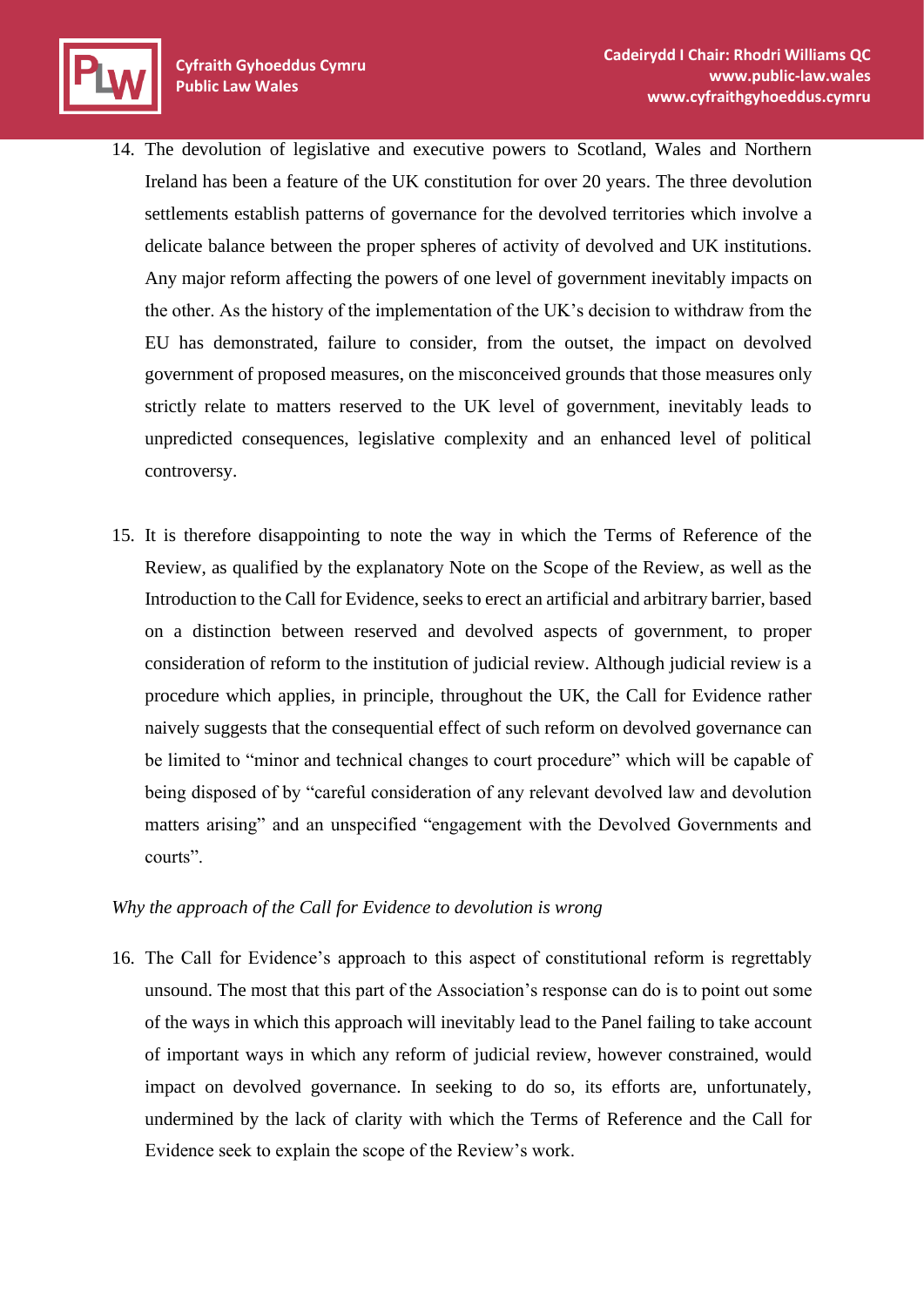14. The devolution of legislative and executive powers to Scotland, Wales and Northern Ireland has been a feature of the UK constitution for over 20 years. The three devolution settlements establish patterns of governance for the devolved territories which involve a delicate balance between the proper spheres of activity of devolved and UK institutions. Any major reform affecting the powers of one level of government inevitably impacts on the other. As the history of the implementation of the UK's decision to withdraw from the EU has demonstrated, failure to consider, from the outset, the impact on devolved government of proposed measures, on the misconceived grounds that those measures only strictly relate to matters reserved to the UK level of government, inevitably leads to unpredicted consequences, legislative complexity and an enhanced level of political controversy.

15. It is therefore disappointing to note the way in which the Terms of Reference of the Review, as qualified by the explanatory Note on the Scope of the Review, as well as the Introduction to the Call for Evidence, seeks to erect an artificial and arbitrary barrier, based on a distinction between reserved and devolved aspects of government, to proper consideration of reform to the institution of judicial review. Although judicial review is a procedure which applies, in principle, throughout the UK, the Call for Evidence rather naively suggests that the consequential effect of such reform on devolved governance can be limited to "minor and technical changes to court procedure" which will be capable of being disposed of by "careful consideration of any relevant devolved law and devolution matters arising" and an unspecified "engagement with the Devolved Governments and courts".

*Why the approach of the Call for Evidence to devolution is wrong*

16. The Call for Evidence's approach to this aspect of constitutional reform is regrettably unsound. The most that this part of the Association's response can do is to point out some of the ways in which this approach will inevitably lead to the Panel failing to take account of important ways in which any reform of judicial review, however constrained, would impact on devolved governance. In seeking to do so, its efforts are, unfortunately, undermined by the lack of clarity with which the Terms of Reference and the Call for Evidence seek to explain the scope of the Review's work.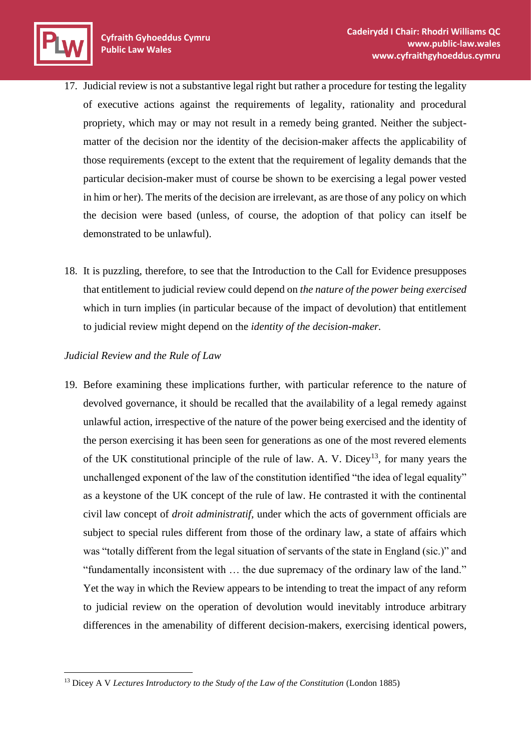17. Judicial review is not a substantive legal right but rather a procedure for testing the legality of executive actions against the requirements of legality, rationality and procedural propriety, which may or may not result in a remedy being granted. Neither the subject-matter of the decision nor the identity of the decision-maker affects the applicability of those requirements (except to the extent that the requirement of legality demands that the particular decision-maker must of course be shown to be exercising a legal power vested in him or her). The merits of the decision are irrelevant, as are those of any policy on which the decision were based (unless, of course, the adoption of that policy can itself be demonstrated to be unlawful).

18. It is puzzling, therefore, to see that the Introduction to the Call for Evidence presupposes that entitlement to judicial review could depend on *the nature of the power being exercised* which in turn implies (in particular because of the impact of devolution) that entitlement to judicial review might depend on the *identity of the decision-maker.*

*Judicial Review and the Rule of Law*

19. Before examining these implications further, with particular reference to the nature of devolved governance, it should be recalled that the availability of a legal remedy against unlawful action, irrespective of the nature of the power being exercised and the identity of the person exercising it has been seen for generations as one of the most revered elements of the UK constitutional principle of the rule of law. A. V. Dicey[13], for many years the unchallenged exponent of the law of the constitution identified "the idea of legal equality" as a keystone of the UK concept of the rule of law. He contrasted it with the continental civil law concept of *droit administratif,* under which the acts of government officials are subject to special rules different from those of the ordinary law, a state of affairs which was "totally different from the legal situation of servants of the state in England (sic.)" and "fundamentally inconsistent with … the due supremacy of the ordinary law of the land." Yet the way in which the Review appears to be intending to treat the impact of any reform to judicial review on the operation of devolution would inevitably introduce arbitrary differences in the amenability of different decision-makers, exercising identical powers,

[13] Dicey A V *Lectures Introductory to the Study of the Law of the Constitution* (London 1885)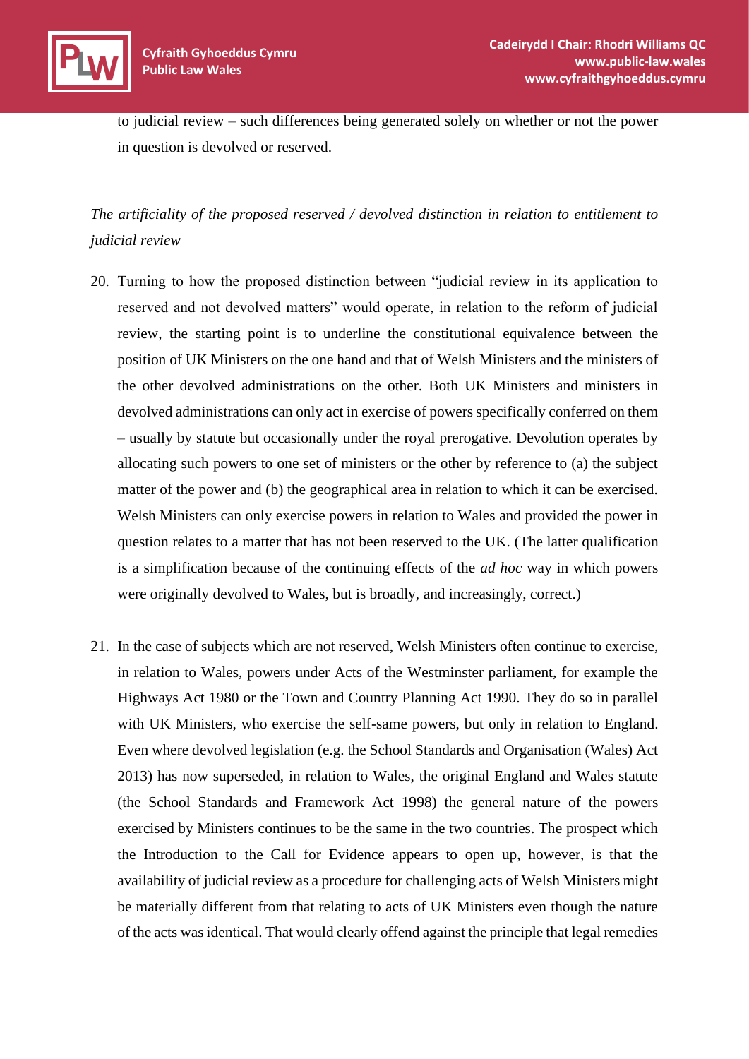to judicial review – such differences being generated solely on whether or not the power in question is devolved or reserved.

*The artificiality of the proposed reserved / devolved distinction in relation to entitlement to judicial review*

20. Turning to how the proposed distinction between "judicial review in its application to reserved and not devolved matters" would operate, in relation to the reform of judicial review, the starting point is to underline the constitutional equivalence between the position of UK Ministers on the one hand and that of Welsh Ministers and the ministers of the other devolved administrations on the other. Both UK Ministers and ministers in devolved administrations can only act in exercise of powers specifically conferred on them – usually by statute but occasionally under the royal prerogative. Devolution operates by allocating such powers to one set of ministers or the other by reference to (a) the subject matter of the power and (b) the geographical area in relation to which it can be exercised. Welsh Ministers can only exercise powers in relation to Wales and provided the power in question relates to a matter that has not been reserved to the UK. (The latter qualification is a simplification because of the continuing effects of the *ad hoc* way in which powers were originally devolved to Wales, but is broadly, and increasingly, correct.)

21. In the case of subjects which are not reserved, Welsh Ministers often continue to exercise, in relation to Wales, powers under Acts of the Westminster parliament, for example the Highways Act 1980 or the Town and Country Planning Act 1990. They do so in parallel with UK Ministers, who exercise the self-same powers, but only in relation to England. Even where devolved legislation (e.g. the School Standards and Organisation (Wales) Act 2013) has now superseded, in relation to Wales, the original England and Wales statute (the School Standards and Framework Act 1998) the general nature of the powers exercised by Ministers continues to be the same in the two countries. The prospect which the Introduction to the Call for Evidence appears to open up, however, is that the availability of judicial review as a procedure for challenging acts of Welsh Ministers might be materially different from that relating to acts of UK Ministers even though the nature of the acts was identical. That would clearly offend against the principle that legal remedies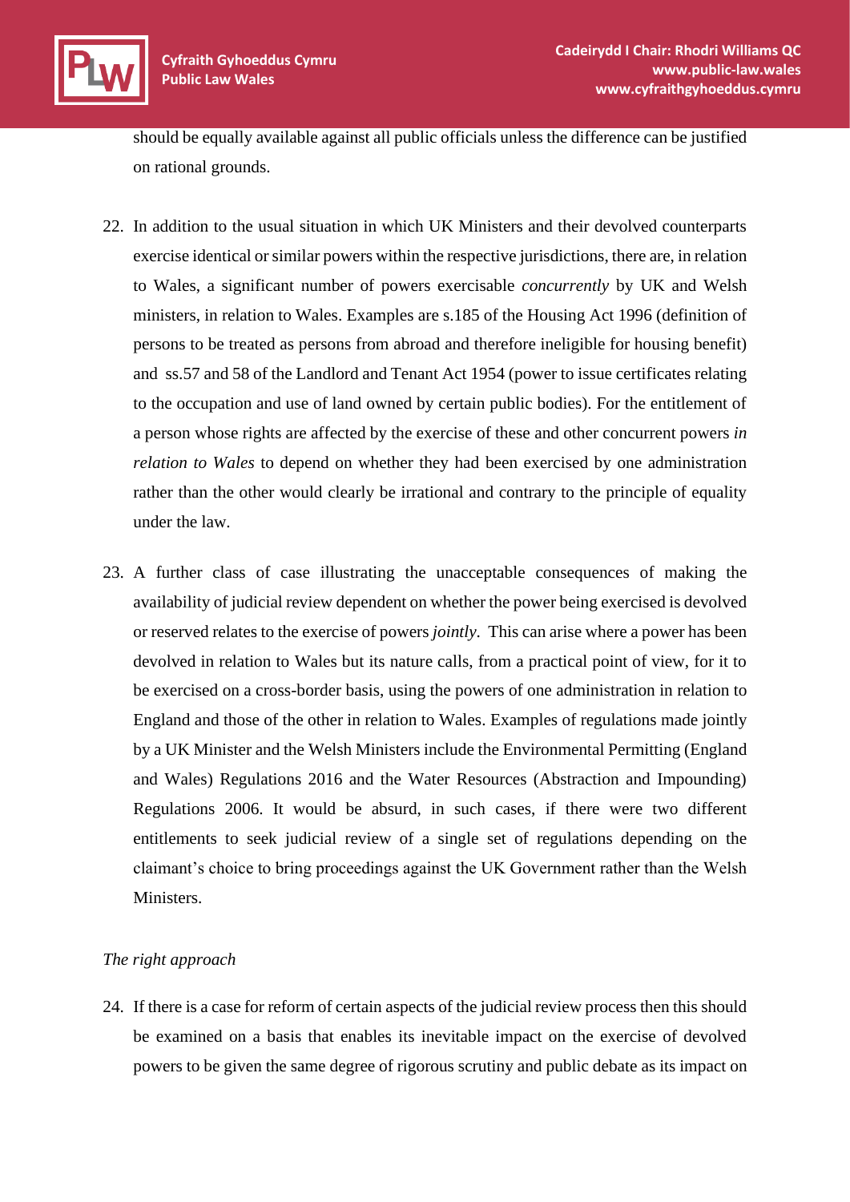should be equally available against all public officials unless the difference can be justified on rational grounds.

22. In addition to the usual situation in which UK Ministers and their devolved counterparts exercise identical or similar powers within the respective jurisdictions, there are, in relation to Wales, a significant number of powers exercisable *concurrently* by UK and Welsh ministers, in relation to Wales. Examples are s.185 of the Housing Act 1996 (definition of persons to be treated as persons from abroad and therefore ineligible for housing benefit) and ss.57 and 58 of the Landlord and Tenant Act 1954 (power to issue certificates relating to the occupation and use of land owned by certain public bodies). For the entitlement of a person whose rights are affected by the exercise of these and other concurrent powers *in relation to Wales* to depend on whether they had been exercised by one administration rather than the other would clearly be irrational and contrary to the principle of equality under the law.

23. A further class of case illustrating the unacceptable consequences of making the availability of judicial review dependent on whether the power being exercised is devolved or reserved relates to the exercise of powers *jointly*. This can arise where a power has been devolved in relation to Wales but its nature calls, from a practical point of view, for it to be exercised on a cross-border basis, using the powers of one administration in relation to England and those of the other in relation to Wales. Examples of regulations made jointly by a UK Minister and the Welsh Ministers include the Environmental Permitting (England and Wales) Regulations 2016 and the Water Resources (Abstraction and Impounding) Regulations 2006. It would be absurd, in such cases, if there were two different entitlements to seek judicial review of a single set of regulations depending on the claimant's choice to bring proceedings against the UK Government rather than the Welsh Ministers.

*The right approach*

24. If there is a case for reform of certain aspects of the judicial review process then this should be examined on a basis that enables its inevitable impact on the exercise of devolved powers to be given the same degree of rigorous scrutiny and public debate as its impact on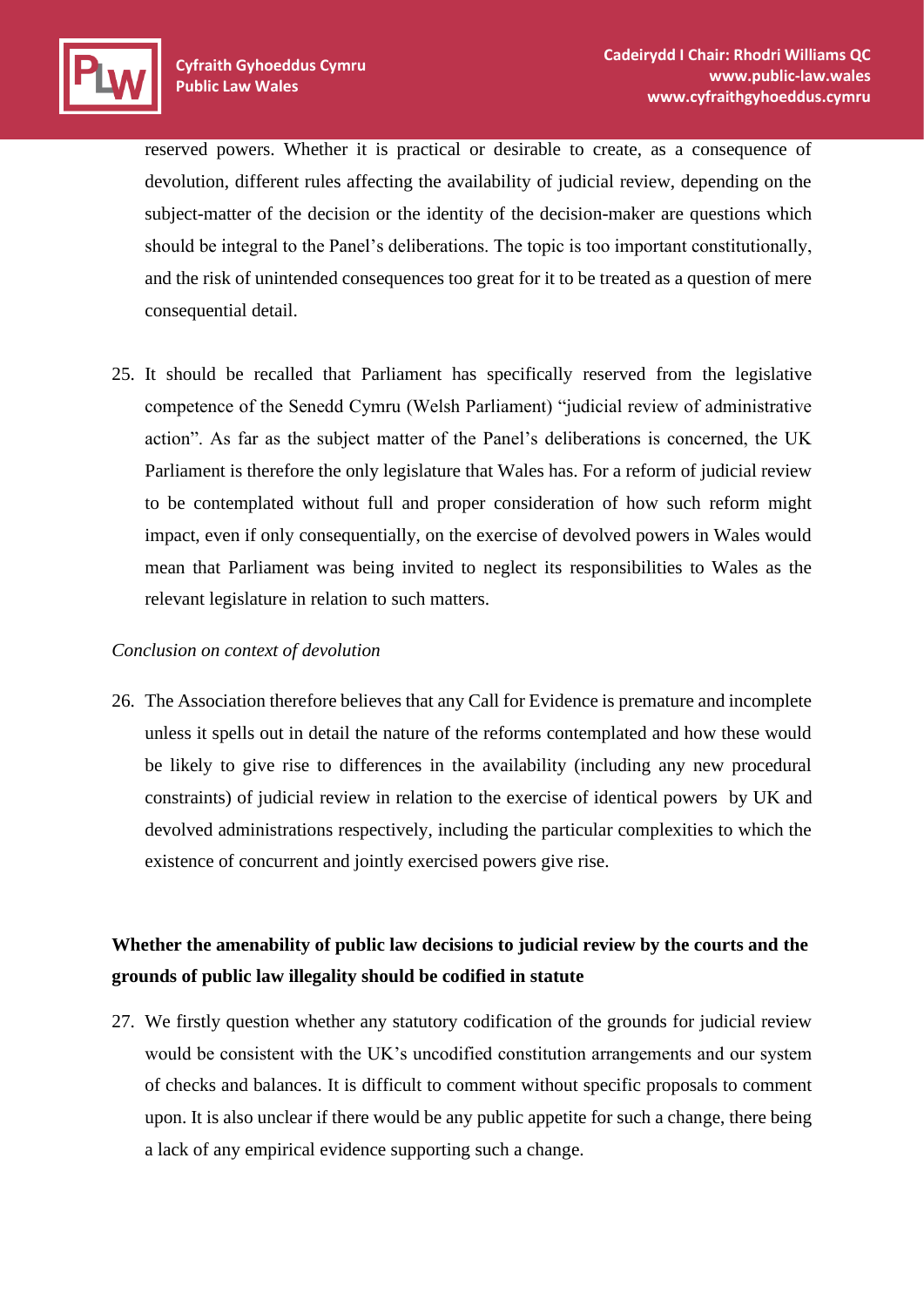reserved powers. Whether it is practical or desirable to create, as a consequence of devolution, different rules affecting the availability of judicial review, depending on the subject-matter of the decision or the identity of the decision-maker are questions which should be integral to the Panel's deliberations. The topic is too important constitutionally, and the risk of unintended consequences too great for it to be treated as a question of mere consequential detail.

25. It should be recalled that Parliament has specifically reserved from the legislative competence of the Senedd Cymru (Welsh Parliament) "judicial review of administrative action". As far as the subject matter of the Panel's deliberations is concerned, the UK Parliament is therefore the only legislature that Wales has. For a reform of judicial review to be contemplated without full and proper consideration of how such reform might impact, even if only consequentially, on the exercise of devolved powers in Wales would mean that Parliament was being invited to neglect its responsibilities to Wales as the relevant legislature in relation to such matters.

*Conclusion on context of devolution*

26. The Association therefore believes that any Call for Evidence is premature and incomplete unless it spells out in detail the nature of the reforms contemplated and how these would be likely to give rise to differences in the availability (including any new procedural constraints) of judicial review in relation to the exercise of identical powers by UK and devolved administrations respectively, including the particular complexities to which the existence of concurrent and jointly exercised powers give rise.

**Whether the amenability of public law decisions to judicial review by the courts and the grounds of public law illegality should be codified in statute**

27. We firstly question whether any statutory codification of the grounds for judicial review would be consistent with the UK's uncodified constitution arrangements and our system of checks and balances. It is difficult to comment without specific proposals to comment upon. It is also unclear if there would be any public appetite for such a change, there being a lack of any empirical evidence supporting such a change.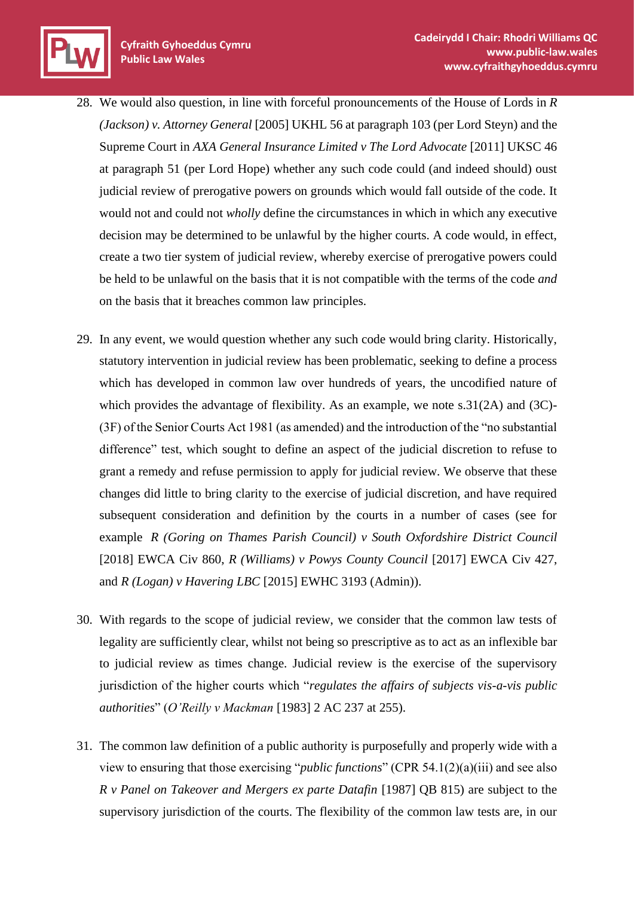28. We would also question, in line with forceful pronouncements of the House of Lords in *R (Jackson) v. Attorney General* [2005] UKHL 56 at paragraph 103 (per Lord Steyn) and the Supreme Court in *AXA General Insurance Limited v The Lord Advocate* [2011] UKSC 46 at paragraph 51 (per Lord Hope) whether any such code could (and indeed should) oust judicial review of prerogative powers on grounds which would fall outside of the code. It would not and could not *wholly* define the circumstances in which in which any executive decision may be determined to be unlawful by the higher courts. A code would, in effect, create a two tier system of judicial review, whereby exercise of prerogative powers could be held to be unlawful on the basis that it is not compatible with the terms of the code *and* on the basis that it breaches common law principles.

29. In any event, we would question whether any such code would bring clarity. Historically, statutory intervention in judicial review has been problematic, seeking to define a process which has developed in common law over hundreds of years, the uncodified nature of which provides the advantage of flexibility. As an example, we note s.31(2A) and (3C)-(3F) of the Senior Courts Act 1981 (as amended) and the introduction of the "no substantial difference" test, which sought to define an aspect of the judicial discretion to refuse to grant a remedy and refuse permission to apply for judicial review. We observe that these changes did little to bring clarity to the exercise of judicial discretion, and have required subsequent consideration and definition by the courts in a number of cases (see for example *R (Goring on Thames Parish Council) v South Oxfordshire District Council* [2018] EWCA Civ 860, *R (Williams) v Powys County Council* [2017] EWCA Civ 427, and *R (Logan) v Havering LBC* [2015] EWHC 3193 (Admin)).

30. With regards to the scope of judicial review, we consider that the common law tests of legality are sufficiently clear, whilst not being so prescriptive as to act as an inflexible bar to judicial review as times change. Judicial review is the exercise of the supervisory jurisdiction of the higher courts which "*regulates the affairs of subjects vis-a-vis public authorities*" (*O'Reilly v Mackman* [1983] 2 AC 237 at 255).

31. The common law definition of a public authority is purposefully and properly wide with a view to ensuring that those exercising "*public functions*" (CPR 54.1(2)(a)(iii) and see also *R v Panel on Takeover and Mergers ex parte Datafin* [1987] QB 815) are subject to the supervisory jurisdiction of the courts. The flexibility of the common law tests are, in our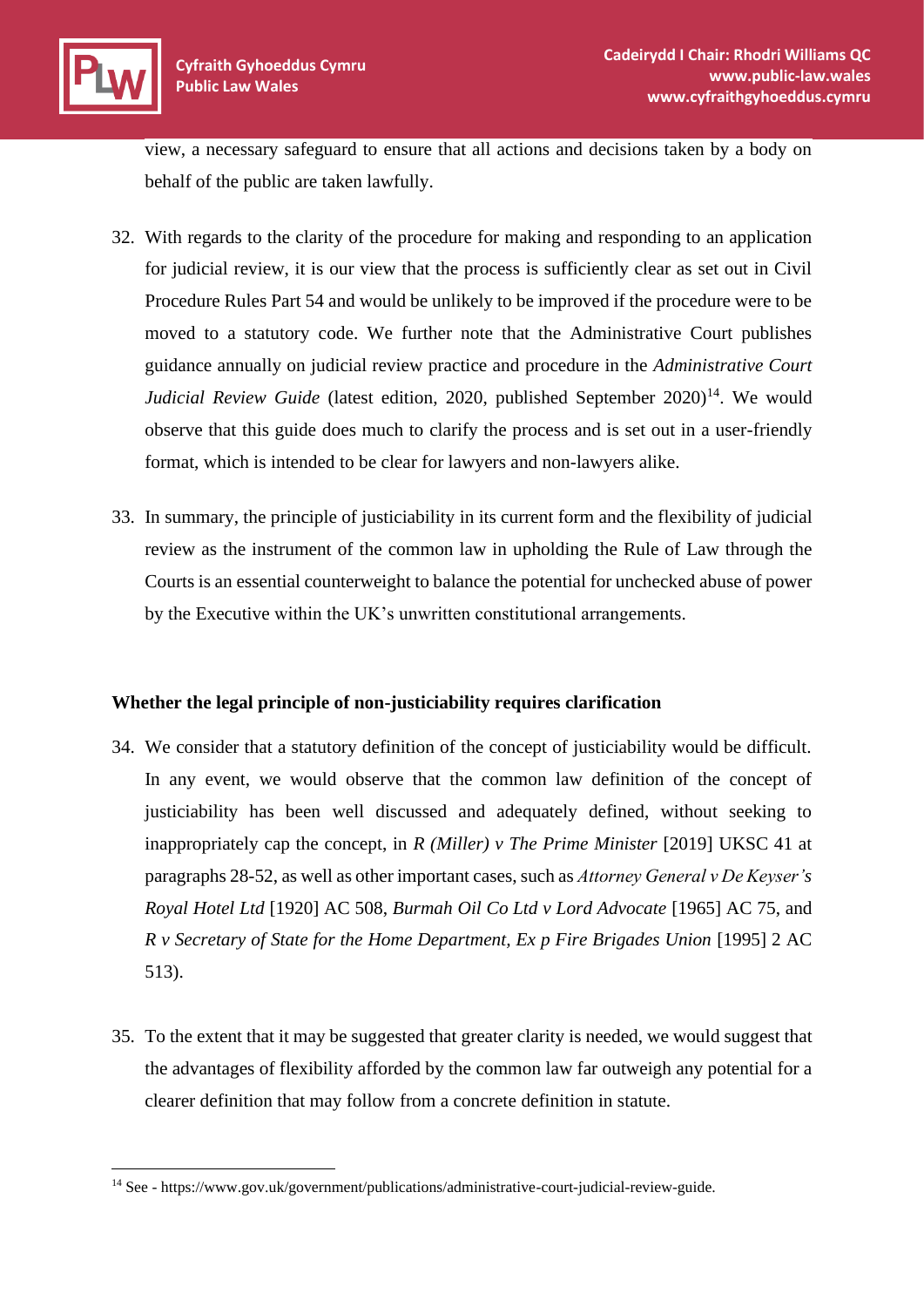view, a necessary safeguard to ensure that all actions and decisions taken by a body on behalf of the public are taken lawfully.

32. With regards to the clarity of the procedure for making and responding to an application for judicial review, it is our view that the process is sufficiently clear as set out in Civil Procedure Rules Part 54 and would be unlikely to be improved if the procedure were to be moved to a statutory code. We further note that the Administrative Court publishes guidance annually on judicial review practice and procedure in the *Administrative Court Judicial Review Guide* (latest edition, 2020, published September 2020)[14]. We would observe that this guide does much to clarify the process and is set out in a user-friendly format, which is intended to be clear for lawyers and non-lawyers alike.

33. In summary, the principle of justiciability in its current form and the flexibility of judicial review as the instrument of the common law in upholding the Rule of Law through the Courts is an essential counterweight to balance the potential for unchecked abuse of power by the Executive within the UK's unwritten constitutional arrangements.

**Whether the legal principle of non-justiciability requires clarification**

34. We consider that a statutory definition of the concept of justiciability would be difficult. In any event, we would observe that the common law definition of the concept of justiciability has been well discussed and adequately defined, without seeking to inappropriately cap the concept, in *R (Miller) v The Prime Minister* [2019] UKSC 41 at paragraphs 28-52, as well as other important cases, such as *Attorney General v De Keyser's Royal Hotel Ltd* [1920] AC 508, *Burmah Oil Co Ltd v Lord Advocate* [1965] AC 75, and *R v Secretary of State for the Home Department, Ex p Fire Brigades Union* [1995] 2 AC 513).

35. To the extent that it may be suggested that greater clarity is needed, we would suggest that the advantages of flexibility afforded by the common law far outweigh any potential for a clearer definition that may follow from a concrete definition in statute.

---

[14] See - https://www.gov.uk/government/publications/administrative-court-judicial-review-guide.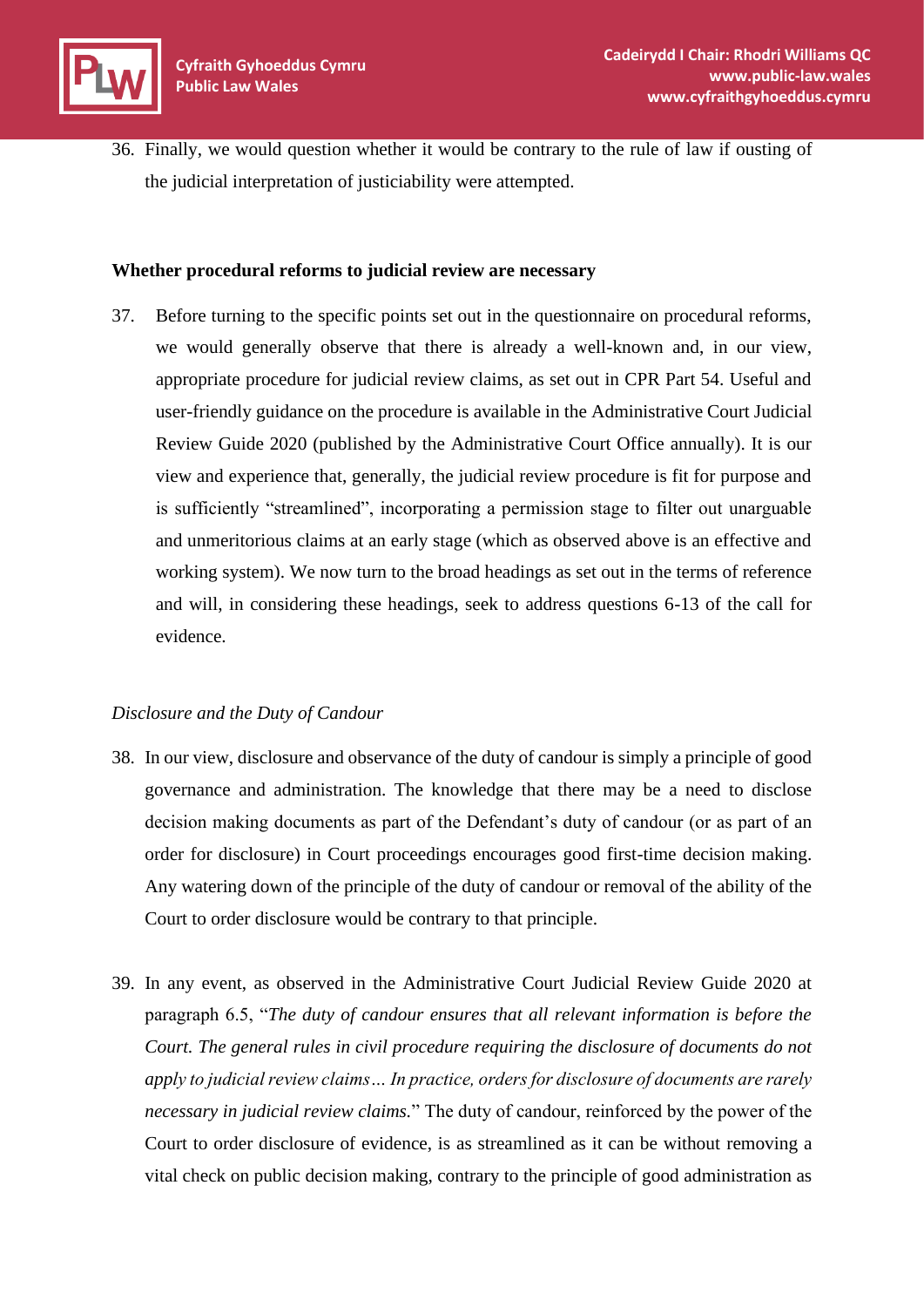36. Finally, we would question whether it would be contrary to the rule of law if ousting of the judicial interpretation of justiciability were attempted.

**Whether procedural reforms to judicial review are necessary**

37. Before turning to the specific points set out in the questionnaire on procedural reforms, we would generally observe that there is already a well-known and, in our view, appropriate procedure for judicial review claims, as set out in CPR Part 54. Useful and user-friendly guidance on the procedure is available in the Administrative Court Judicial Review Guide 2020 (published by the Administrative Court Office annually). It is our view and experience that, generally, the judicial review procedure is fit for purpose and is sufficiently "streamlined", incorporating a permission stage to filter out unarguable and unmeritorious claims at an early stage (which as observed above is an effective and working system). We now turn to the broad headings as set out in the terms of reference and will, in considering these headings, seek to address questions 6-13 of the call for evidence.

*Disclosure and the Duty of Candour*

38. In our view, disclosure and observance of the duty of candour is simply a principle of good governance and administration. The knowledge that there may be a need to disclose decision making documents as part of the Defendant's duty of candour (or as part of an order for disclosure) in Court proceedings encourages good first-time decision making. Any watering down of the principle of the duty of candour or removal of the ability of the Court to order disclosure would be contrary to that principle.

39. In any event, as observed in the Administrative Court Judicial Review Guide 2020 at paragraph 6.5, "*The duty of candour ensures that all relevant information is before the Court. The general rules in civil procedure requiring the disclosure of documents do not apply to judicial review claims… In practice, orders for disclosure of documents are rarely necessary in judicial review claims.*" The duty of candour, reinforced by the power of the Court to order disclosure of evidence, is as streamlined as it can be without removing a vital check on public decision making, contrary to the principle of good administration as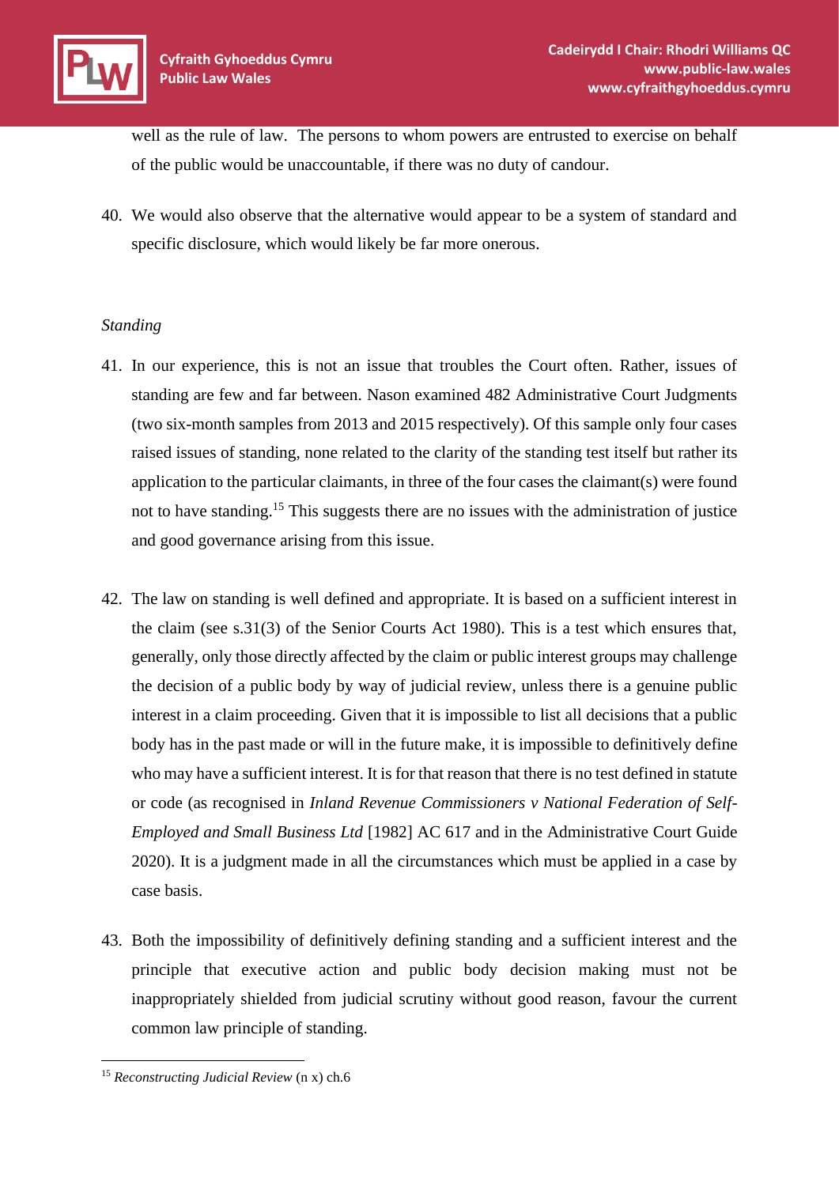well as the rule of law. The persons to whom powers are entrusted to exercise on behalf of the public would be unaccountable, if there was no duty of candour.

40. We would also observe that the alternative would appear to be a system of standard and specific disclosure, which would likely be far more onerous.

*Standing*

41. In our experience, this is not an issue that troubles the Court often. Rather, issues of standing are few and far between. Nason examined 482 Administrative Court Judgments (two six-month samples from 2013 and 2015 respectively). Of this sample only four cases raised issues of standing, none related to the clarity of the standing test itself but rather its application to the particular claimants, in three of the four cases the claimant(s) were found not to have standing.[15] This suggests there are no issues with the administration of justice and good governance arising from this issue.

42. The law on standing is well defined and appropriate. It is based on a sufficient interest in the claim (see s.31(3) of the Senior Courts Act 1980). This is a test which ensures that, generally, only those directly affected by the claim or public interest groups may challenge the decision of a public body by way of judicial review, unless there is a genuine public interest in a claim proceeding. Given that it is impossible to list all decisions that a public body has in the past made or will in the future make, it is impossible to definitively define who may have a sufficient interest. It is for that reason that there is no test defined in statute or code (as recognised in *Inland Revenue Commissioners v National Federation of Self-Employed and Small Business Ltd* [1982] AC 617 and in the Administrative Court Guide 2020). It is a judgment made in all the circumstances which must be applied in a case by case basis.

43. Both the impossibility of definitively defining standing and a sufficient interest and the principle that executive action and public body decision making must not be inappropriately shielded from judicial scrutiny without good reason, favour the current common law principle of standing.

---

[15] *Reconstructing Judicial Review* (n x) ch.6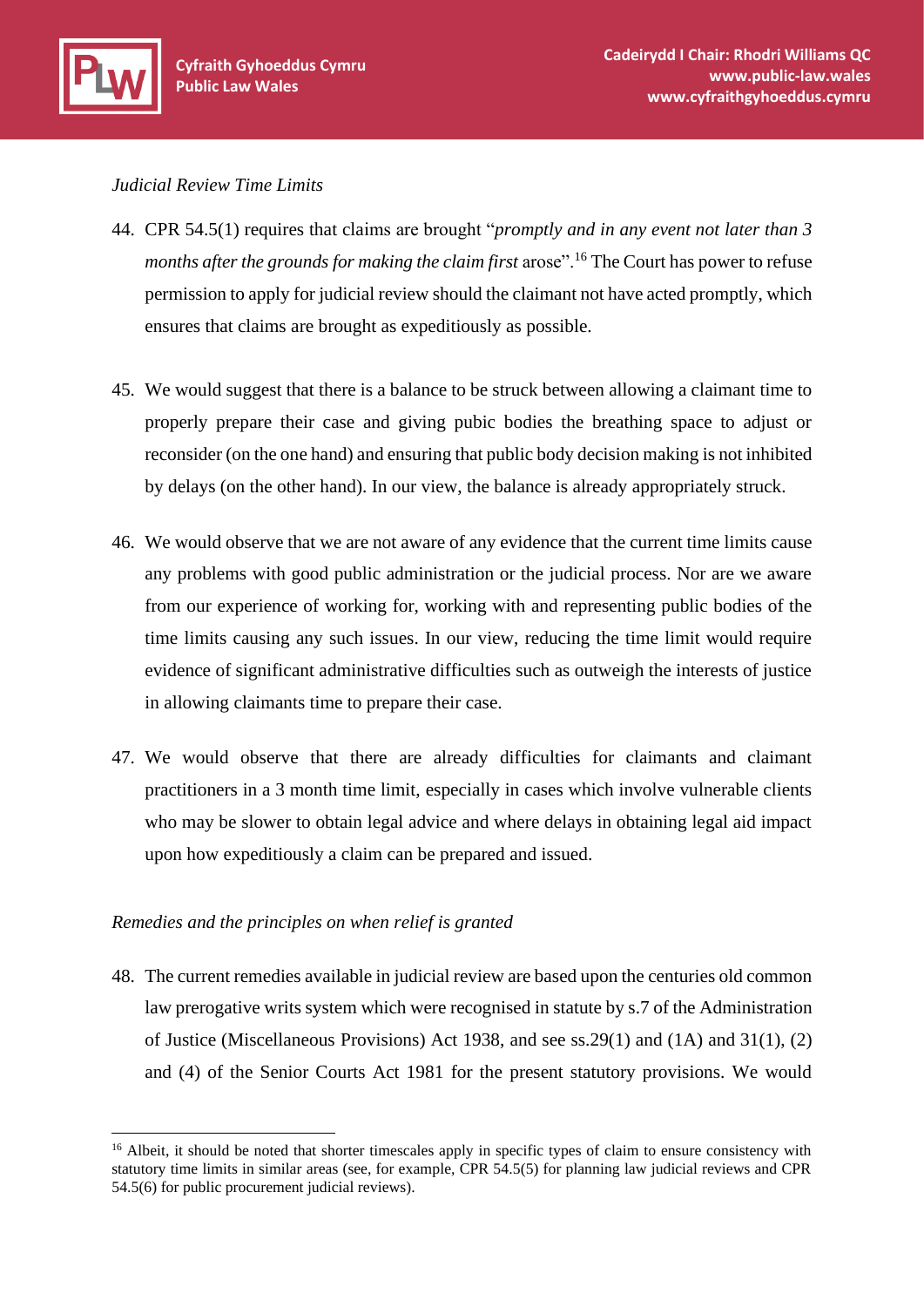*Judicial Review Time Limits*

44. CPR 54.5(1) requires that claims are brought "*promptly and in any event not later than 3 months after the grounds for making the claim first* arose".[16] The Court has power to refuse permission to apply for judicial review should the claimant not have acted promptly, which ensures that claims are brought as expeditiously as possible.

45. We would suggest that there is a balance to be struck between allowing a claimant time to properly prepare their case and giving pubic bodies the breathing space to adjust or reconsider (on the one hand) and ensuring that public body decision making is not inhibited by delays (on the other hand). In our view, the balance is already appropriately struck.

46. We would observe that we are not aware of any evidence that the current time limits cause any problems with good public administration or the judicial process. Nor are we aware from our experience of working for, working with and representing public bodies of the time limits causing any such issues. In our view, reducing the time limit would require evidence of significant administrative difficulties such as outweigh the interests of justice in allowing claimants time to prepare their case.

47. We would observe that there are already difficulties for claimants and claimant practitioners in a 3 month time limit, especially in cases which involve vulnerable clients who may be slower to obtain legal advice and where delays in obtaining legal aid impact upon how expeditiously a claim can be prepared and issued.

*Remedies and the principles on when relief is granted*

48. The current remedies available in judicial review are based upon the centuries old common law prerogative writs system which were recognised in statute by s.7 of the Administration of Justice (Miscellaneous Provisions) Act 1938, and see ss.29(1) and (1A) and 31(1), (2) and (4) of the Senior Courts Act 1981 for the present statutory provisions. We would

---

[16] Albeit, it should be noted that shorter timescales apply in specific types of claim to ensure consistency with statutory time limits in similar areas (see, for example, CPR 54.5(5) for planning law judicial reviews and CPR 54.5(6) for public procurement judicial reviews).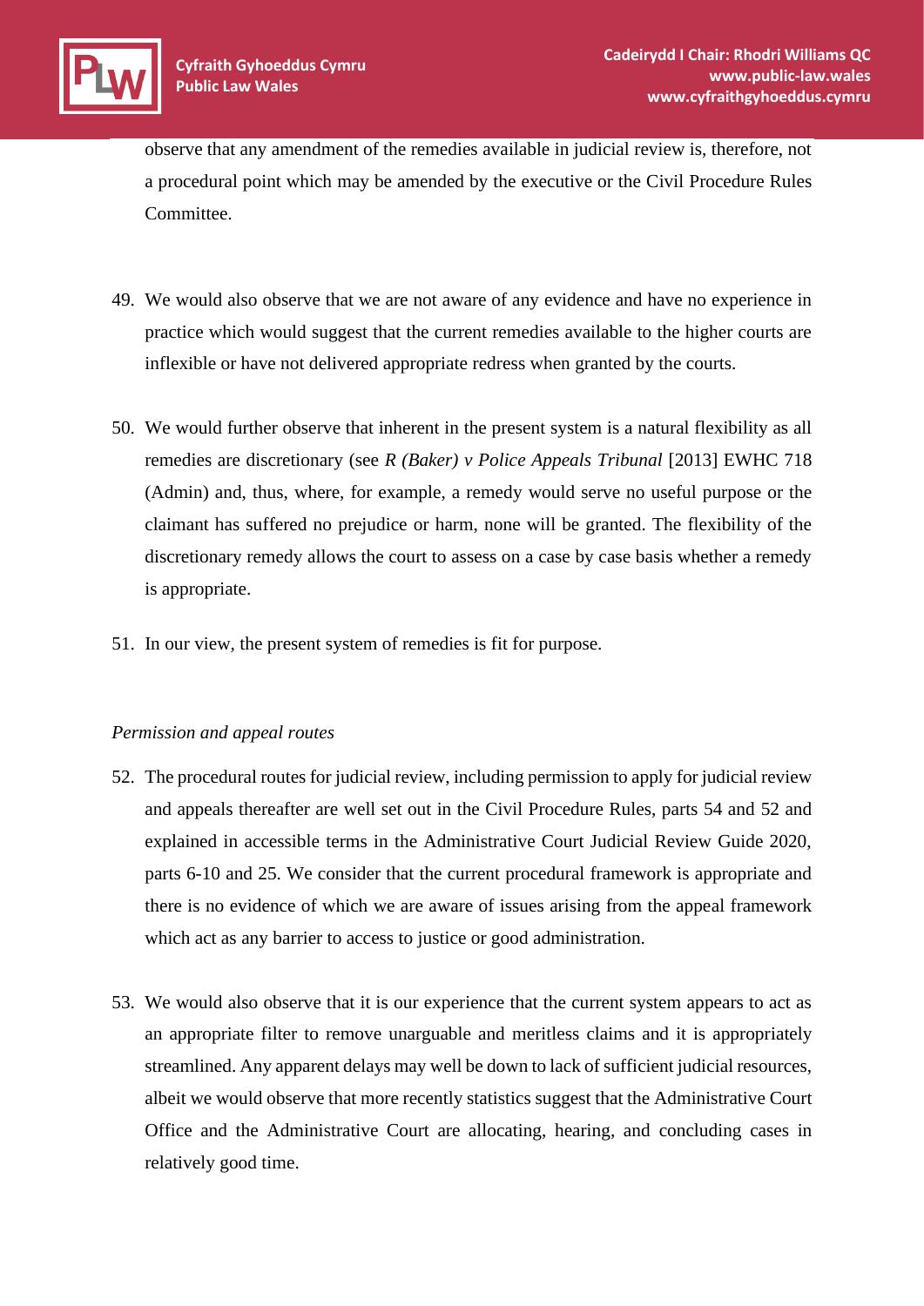observe that any amendment of the remedies available in judicial review is, therefore, not a procedural point which may be amended by the executive or the Civil Procedure Rules Committee.

49. We would also observe that we are not aware of any evidence and have no experience in practice which would suggest that the current remedies available to the higher courts are inflexible or have not delivered appropriate redress when granted by the courts.

50. We would further observe that inherent in the present system is a natural flexibility as all remedies are discretionary (see *R (Baker) v Police Appeals Tribunal* [2013] EWHC 718 (Admin) and, thus, where, for example, a remedy would serve no useful purpose or the claimant has suffered no prejudice or harm, none will be granted. The flexibility of the discretionary remedy allows the court to assess on a case by case basis whether a remedy is appropriate.

51. In our view, the present system of remedies is fit for purpose.

*Permission and appeal routes*

52. The procedural routes for judicial review, including permission to apply for judicial review and appeals thereafter are well set out in the Civil Procedure Rules, parts 54 and 52 and explained in accessible terms in the Administrative Court Judicial Review Guide 2020, parts 6-10 and 25. We consider that the current procedural framework is appropriate and there is no evidence of which we are aware of issues arising from the appeal framework which act as any barrier to access to justice or good administration.

53. We would also observe that it is our experience that the current system appears to act as an appropriate filter to remove unarguable and meritless claims and it is appropriately streamlined. Any apparent delays may well be down to lack of sufficient judicial resources, albeit we would observe that more recently statistics suggest that the Administrative Court Office and the Administrative Court are allocating, hearing, and concluding cases in relatively good time.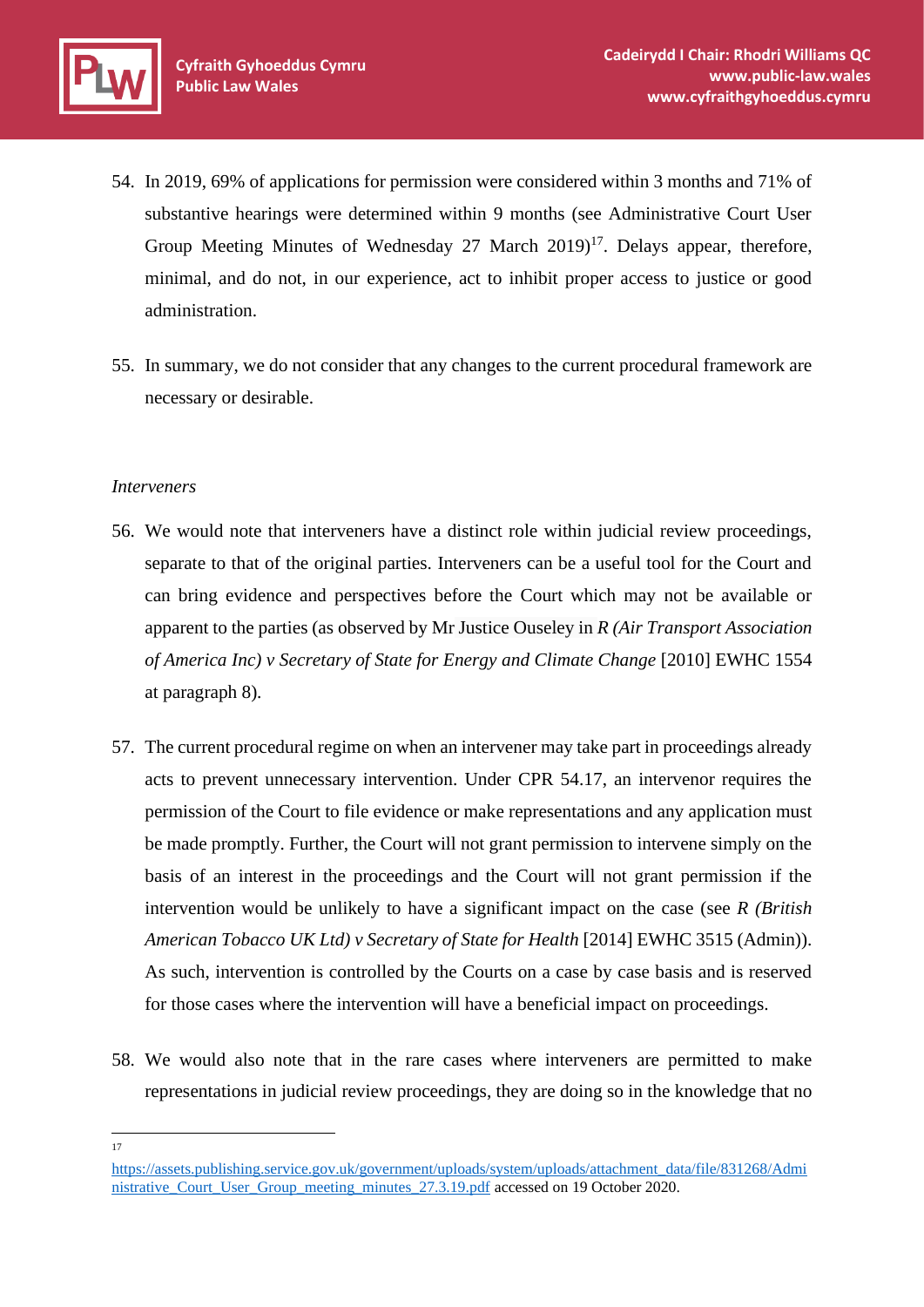54. In 2019, 69% of applications for permission were considered within 3 months and 71% of substantive hearings were determined within 9 months (see Administrative Court User Group Meeting Minutes of Wednesday 27 March 2019)[17]. Delays appear, therefore, minimal, and do not, in our experience, act to inhibit proper access to justice or good administration.

55. In summary, we do not consider that any changes to the current procedural framework are necessary or desirable.

*Interveners*

56. We would note that interveners have a distinct role within judicial review proceedings, separate to that of the original parties. Interveners can be a useful tool for the Court and can bring evidence and perspectives before the Court which may not be available or apparent to the parties (as observed by Mr Justice Ouseley in *R (Air Transport Association of America Inc) v Secretary of State for Energy and Climate Change* [2010] EWHC 1554 at paragraph 8).

57. The current procedural regime on when an intervener may take part in proceedings already acts to prevent unnecessary intervention. Under CPR 54.17, an intervenor requires the permission of the Court to file evidence or make representations and any application must be made promptly. Further, the Court will not grant permission to intervene simply on the basis of an interest in the proceedings and the Court will not grant permission if the intervention would be unlikely to have a significant impact on the case (see *R (British American Tobacco UK Ltd) v Secretary of State for Health* [2014] EWHC 3515 (Admin)). As such, intervention is controlled by the Courts on a case by case basis and is reserved for those cases where the intervention will have a beneficial impact on proceedings.

58. We would also note that in the rare cases where interveners are permitted to make representations in judicial review proceedings, they are doing so in the knowledge that no

---

[17] https://assets.publishing.service.gov.uk/government/uploads/system/uploads/attachment_data/file/831268/Administrative_Court_User_Group_meeting_minutes_27.3.19.pdf accessed on 19 October 2020.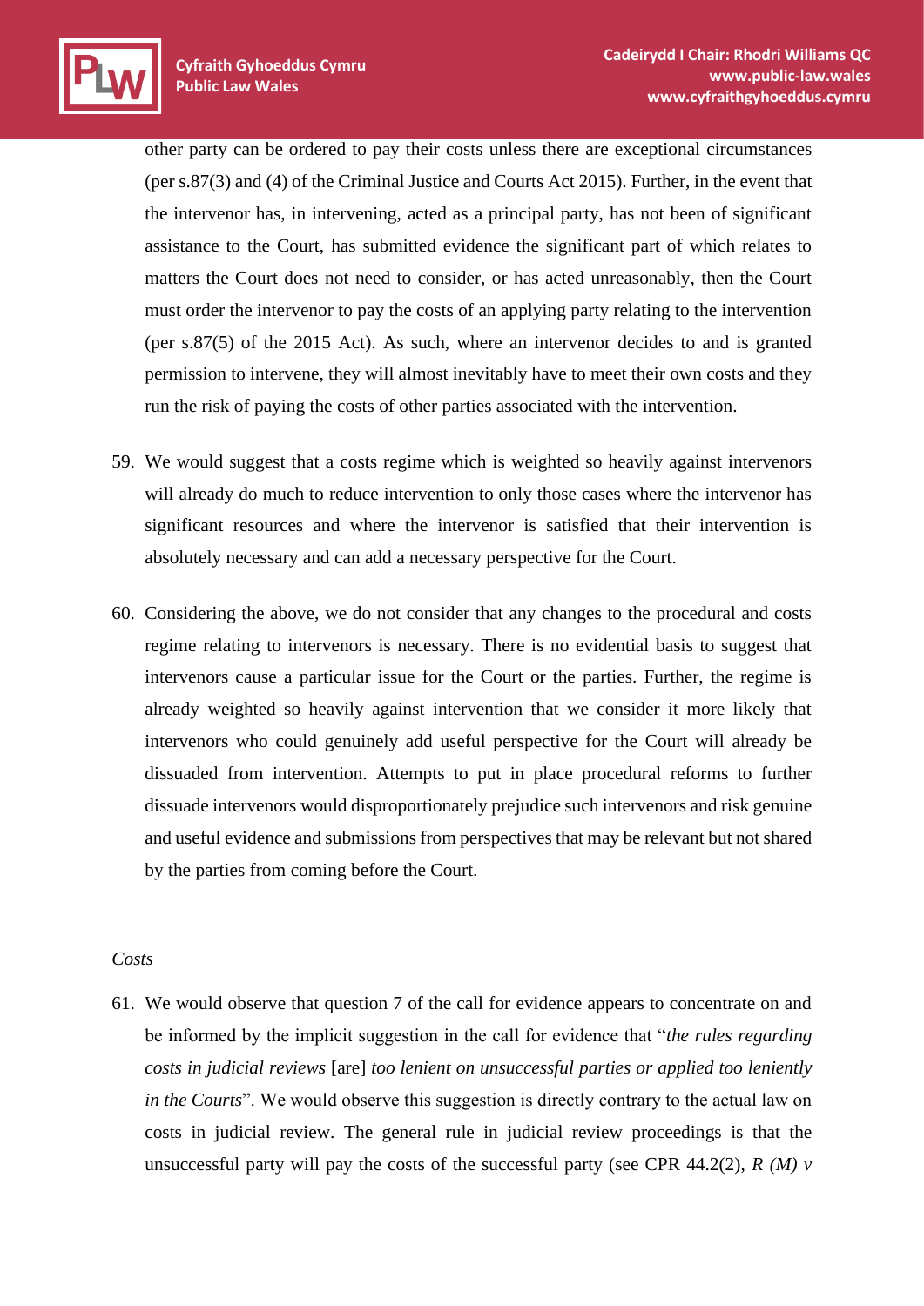other party can be ordered to pay their costs unless there are exceptional circumstances (per s.87(3) and (4) of the Criminal Justice and Courts Act 2015). Further, in the event that the intervenor has, in intervening, acted as a principal party, has not been of significant assistance to the Court, has submitted evidence the significant part of which relates to matters the Court does not need to consider, or has acted unreasonably, then the Court must order the intervenor to pay the costs of an applying party relating to the intervention (per s.87(5) of the 2015 Act). As such, where an intervenor decides to and is granted permission to intervene, they will almost inevitably have to meet their own costs and they run the risk of paying the costs of other parties associated with the intervention.

59. We would suggest that a costs regime which is weighted so heavily against intervenors will already do much to reduce intervention to only those cases where the intervenor has significant resources and where the intervenor is satisfied that their intervention is absolutely necessary and can add a necessary perspective for the Court.

60. Considering the above, we do not consider that any changes to the procedural and costs regime relating to intervenors is necessary. There is no evidential basis to suggest that intervenors cause a particular issue for the Court or the parties. Further, the regime is already weighted so heavily against intervention that we consider it more likely that intervenors who could genuinely add useful perspective for the Court will already be dissuaded from intervention. Attempts to put in place procedural reforms to further dissuade intervenors would disproportionately prejudice such intervenors and risk genuine and useful evidence and submissions from perspectives that may be relevant but not shared by the parties from coming before the Court.

*Costs*

61. We would observe that question 7 of the call for evidence appears to concentrate on and be informed by the implicit suggestion in the call for evidence that "*the rules regarding costs in judicial reviews* [are] *too lenient on unsuccessful parties or applied too leniently in the Courts*". We would observe this suggestion is directly contrary to the actual law on costs in judicial review. The general rule in judicial review proceedings is that the unsuccessful party will pay the costs of the successful party (see CPR 44.2(2), *R (M) v*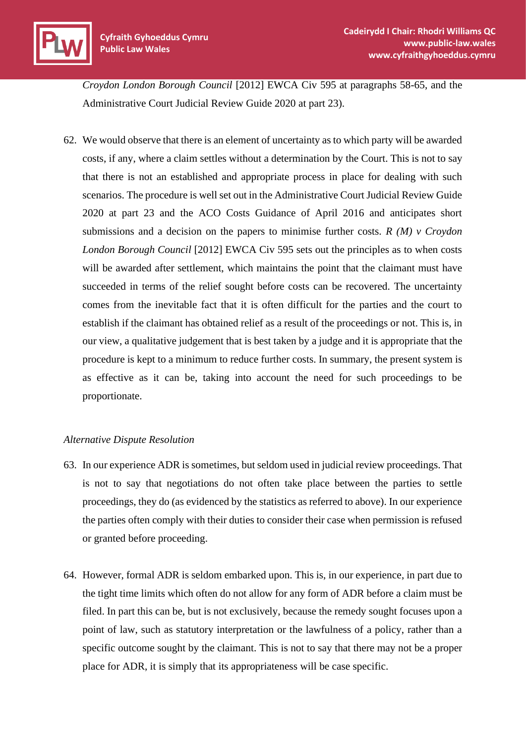*Croydon London Borough Council* [2012] EWCA Civ 595 at paragraphs 58-65, and the Administrative Court Judicial Review Guide 2020 at part 23).

62. We would observe that there is an element of uncertainty as to which party will be awarded costs, if any, where a claim settles without a determination by the Court. This is not to say that there is not an established and appropriate process in place for dealing with such scenarios. The procedure is well set out in the Administrative Court Judicial Review Guide 2020 at part 23 and the ACO Costs Guidance of April 2016 and anticipates short submissions and a decision on the papers to minimise further costs. *R (M) v Croydon London Borough Council* [2012] EWCA Civ 595 sets out the principles as to when costs will be awarded after settlement, which maintains the point that the claimant must have succeeded in terms of the relief sought before costs can be recovered. The uncertainty comes from the inevitable fact that it is often difficult for the parties and the court to establish if the claimant has obtained relief as a result of the proceedings or not. This is, in our view, a qualitative judgement that is best taken by a judge and it is appropriate that the procedure is kept to a minimum to reduce further costs. In summary, the present system is as effective as it can be, taking into account the need for such proceedings to be proportionate.

*Alternative Dispute Resolution*

63. In our experience ADR is sometimes, but seldom used in judicial review proceedings. That is not to say that negotiations do not often take place between the parties to settle proceedings, they do (as evidenced by the statistics as referred to above). In our experience the parties often comply with their duties to consider their case when permission is refused or granted before proceeding.

64. However, formal ADR is seldom embarked upon. This is, in our experience, in part due to the tight time limits which often do not allow for any form of ADR before a claim must be filed. In part this can be, but is not exclusively, because the remedy sought focuses upon a point of law, such as statutory interpretation or the lawfulness of a policy, rather than a specific outcome sought by the claimant. This is not to say that there may not be a proper place for ADR, it is simply that its appropriateness will be case specific.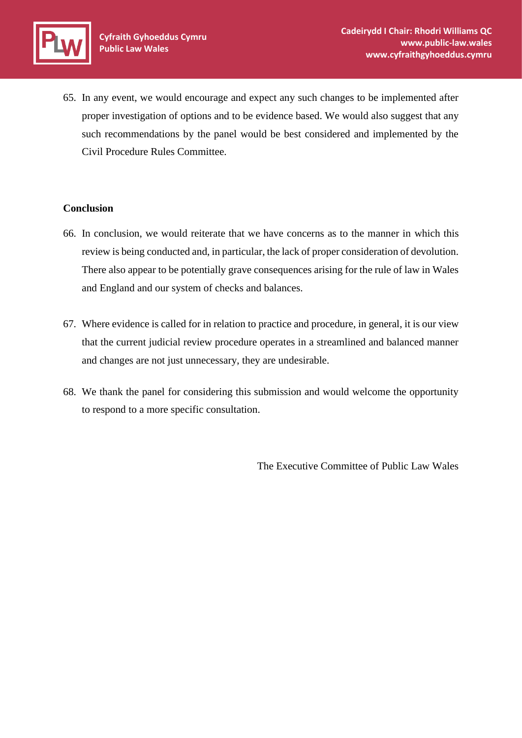65. In any event, we would encourage and expect any such changes to be implemented after proper investigation of options and to be evidence based. We would also suggest that any such recommendations by the panel would be best considered and implemented by the Civil Procedure Rules Committee.

**Conclusion**

66. In conclusion, we would reiterate that we have concerns as to the manner in which this review is being conducted and, in particular, the lack of proper consideration of devolution. There also appear to be potentially grave consequences arising for the rule of law in Wales and England and our system of checks and balances.

67. Where evidence is called for in relation to practice and procedure, in general, it is our view that the current judicial review procedure operates in a streamlined and balanced manner and changes are not just unnecessary, they are undesirable.

68. We thank the panel for considering this submission and would welcome the opportunity to respond to a more specific consultation.

The Executive Committee of Public Law Wales